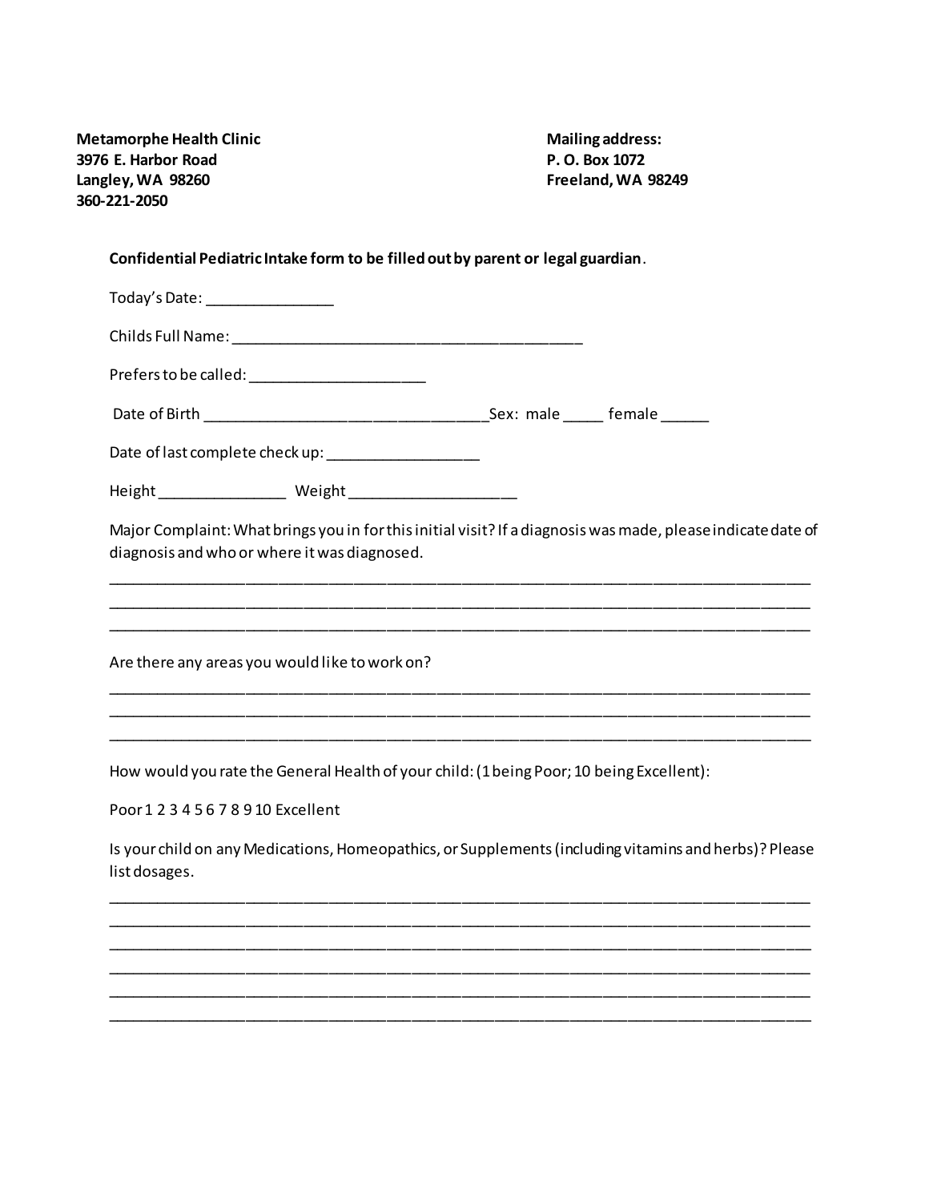**Metamorphe Health Clinic**
**3976 E. Harbor Road**
**Langley, WA 98260**
**360-221-2050**

**Mailing address:**
**P. O. Box 1072**
**Freeland, WA 98249**

**Confidential Pediatric Intake form to be filled out by parent or legal guardian**.

Today's Date: _______________

Childs Full Name: __________________________________________

Prefers to be called: _____________________

Date of Birth __________________________________ Sex: male _____ female ______

Date of last complete check up: __________________

Height _______________ Weight ____________________

Major Complaint: What brings you in for this initial visit? If a diagnosis was made, please indicate date of diagnosis and who or where it was diagnosed.

______________________________________________________________________________
______________________________________________________________________________
______________________________________________________________________________

Are there any areas you would like to work on?

______________________________________________________________________________
______________________________________________________________________________
______________________________________________________________________________

How would you rate the General Health of your child: (1 being Poor; 10 being Excellent):

Poor 1 2 3 4 5 6 7 8 9 10 Excellent

Is your child on any Medications, Homeopathics, or Supplements (including vitamins and herbs)? Please list dosages.

______________________________________________________________________________
______________________________________________________________________________
______________________________________________________________________________
______________________________________________________________________________
______________________________________________________________________________
______________________________________________________________________________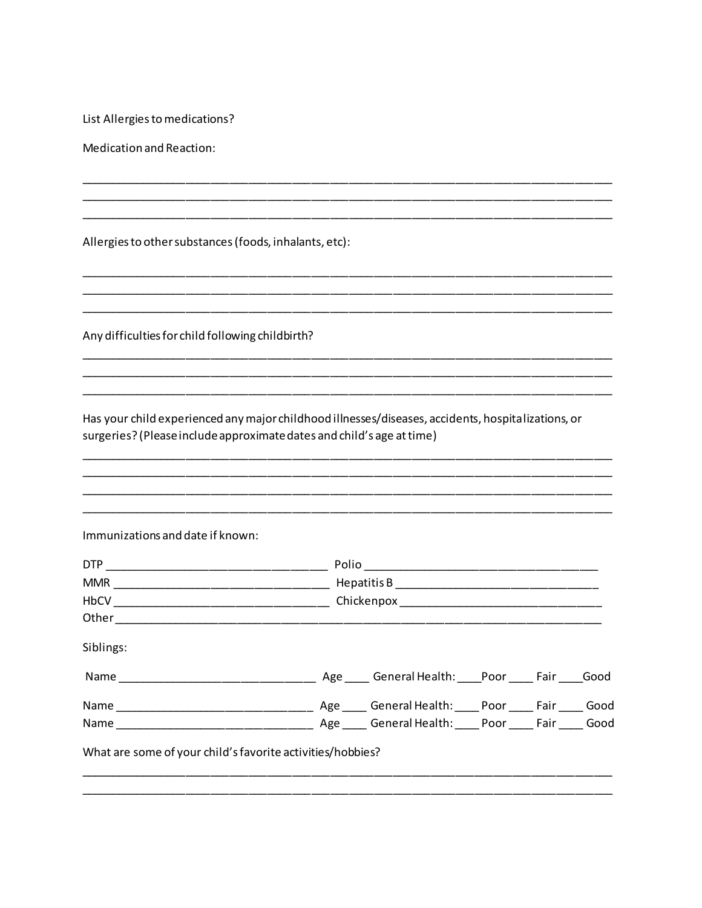List Allergies to medications?

Medication and Reaction:

_______________________________________________________________________________
_______________________________________________________________________________
_______________________________________________________________________________

Allergies to other substances (foods, inhalants, etc):

_______________________________________________________________________________
_______________________________________________________________________________
_______________________________________________________________________________

Any difficulties for child following childbirth?

_______________________________________________________________________________
_______________________________________________________________________________
_______________________________________________________________________________

Has your child experienced any major childhood illnesses/diseases, accidents, hospitalizations, or surgeries? (Please include approximate dates and child's age at time)

_______________________________________________________________________________
_______________________________________________________________________________
_______________________________________________________________________________
_______________________________________________________________________________

Immunizations and date if known:

DTP ___________________________________ Polio ____________________________________
MMR __________________________________ Hepatitis B ______________________________
HbCV __________________________________ Chickenpox ______________________________
Other _________________________________________________________________________

Siblings:

Name _____________________________ Age ____ General Health: ____Poor ____ Fair ____Good

Name _____________________________ Age ____ General Health: ____ Poor ____ Fair ____ Good
Name _____________________________ Age ____ General Health: ____ Poor ____ Fair ____ Good

What are some of your child's favorite activities/hobbies?

_______________________________________________________________________________
_______________________________________________________________________________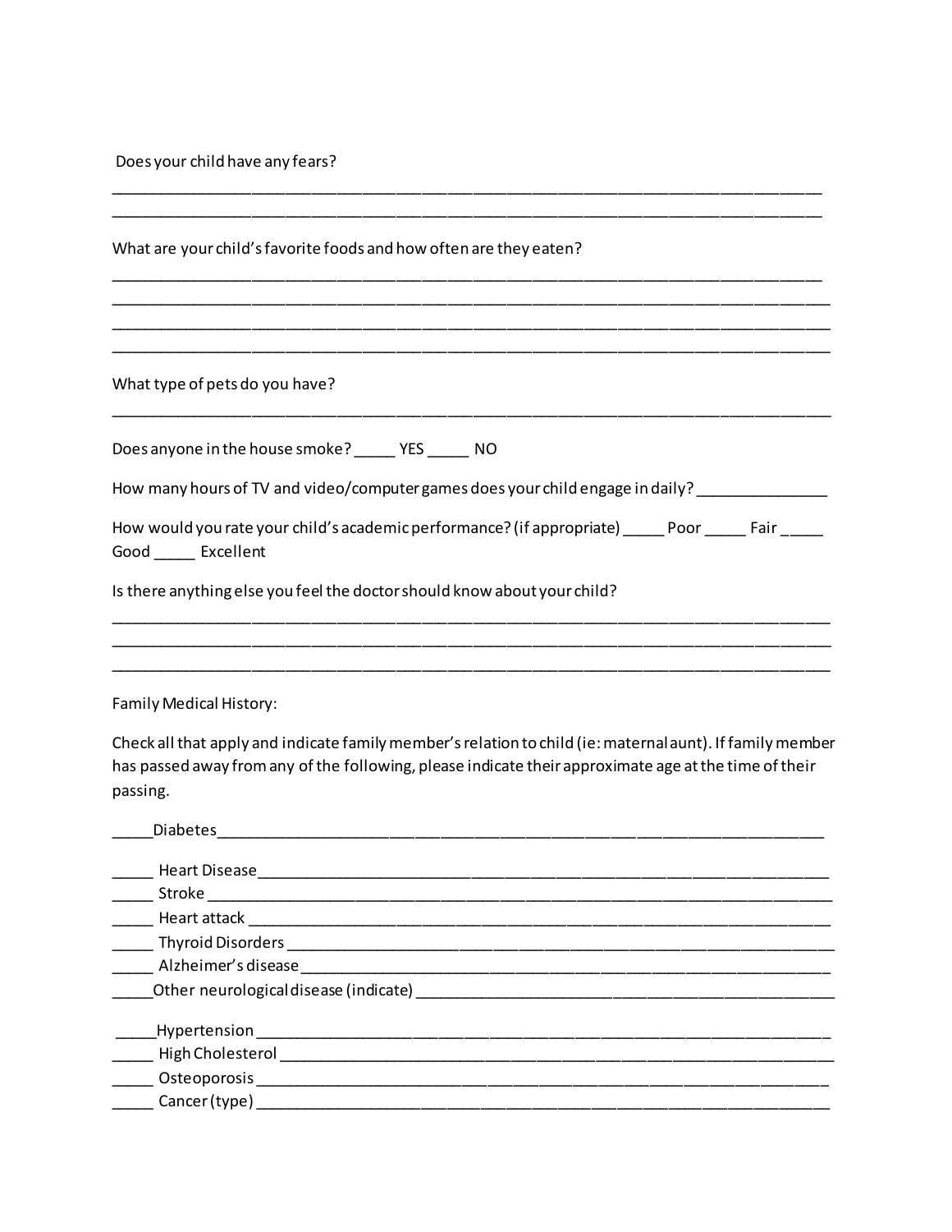Does your child have any fears?

______________________________________________________________________________
______________________________________________________________________________

What are your child's favorite foods and how often are they eaten?

______________________________________________________________________________
______________________________________________________________________________
______________________________________________________________________________
______________________________________________________________________________

What type of pets do you have?

______________________________________________________________________________

Does anyone in the house smoke? _____ YES _____ NO

How many hours of TV and video/computer games does your child engage in daily? _______________

How would you rate your child's academic performance? (if appropriate) _____ Poor _____ Fair _____ Good _____ Excellent

Is there anything else you feel the doctor should know about your child?

______________________________________________________________________________
______________________________________________________________________________
______________________________________________________________________________

Family Medical History:

Check all that apply and indicate family member's relation to child (ie: maternal aunt). If family member has passed away from any of the following, please indicate their approximate age at the time of their passing.

_____Diabetes_____________________________________________________________________

_____ Heart Disease________________________________________________________________
_____ Stroke ______________________________________________________________________
_____ Heart attack _________________________________________________________________
_____ Thyroid Disorders _____________________________________________________________
_____ Alzheimer's disease ____________________________________________________________
_____Other neurological disease (indicate) ______________________________________________

_____Hypertension _________________________________________________________________
_____ High Cholesterol ______________________________________________________________
_____ Osteoporosis _________________________________________________________________
_____ Cancer (type) ________________________________________________________________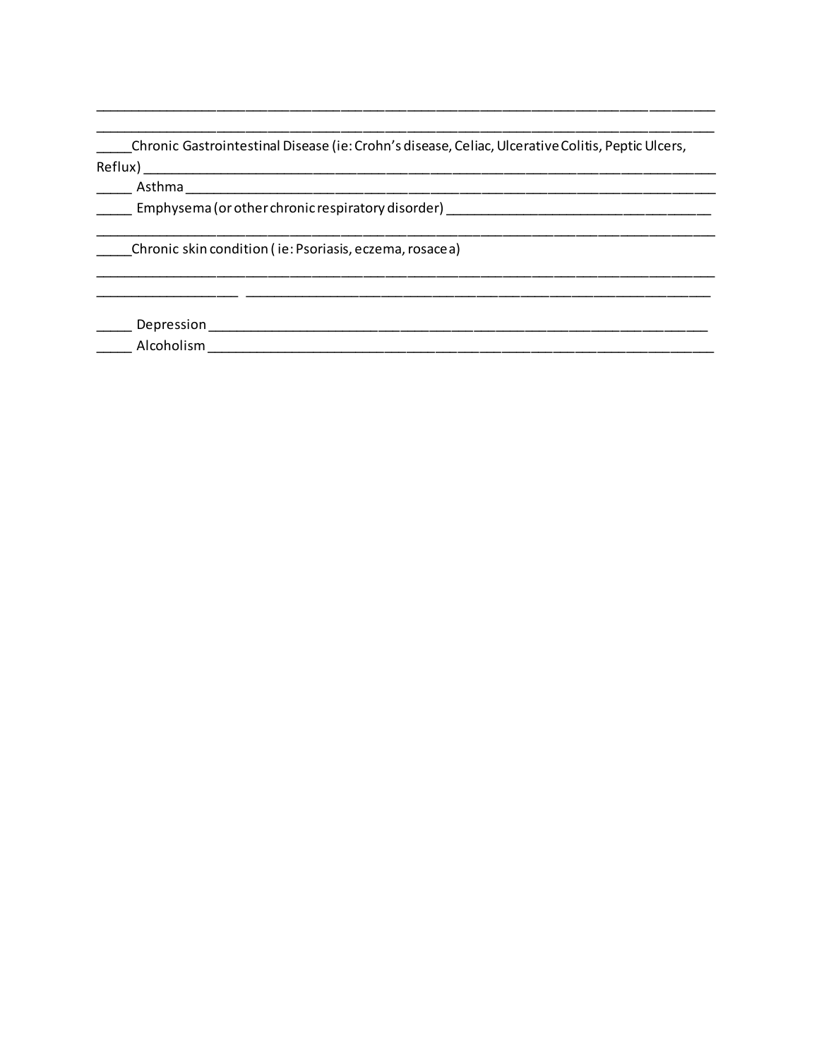_______________________________________________________________________________

_______________________________________________________________________________

_____Chronic Gastrointestinal Disease (ie: Crohn's disease, Celiac, Ulcerative Colitis, Peptic Ulcers, Reflux) ______________________________________________________________________

_____ Asthma ___________________________________________________________________

_____ Emphysema (or other chronic respiratory disorder) _____________________________

_______________________________________________________________________________

_____Chronic skin condition ( ie: Psoriasis, eczema, rosacea)

_______________________________________________________________________________

_________________  ____________________________________________________________

_____ Depression ________________________________________________________________

_____ Alcoholism ________________________________________________________________